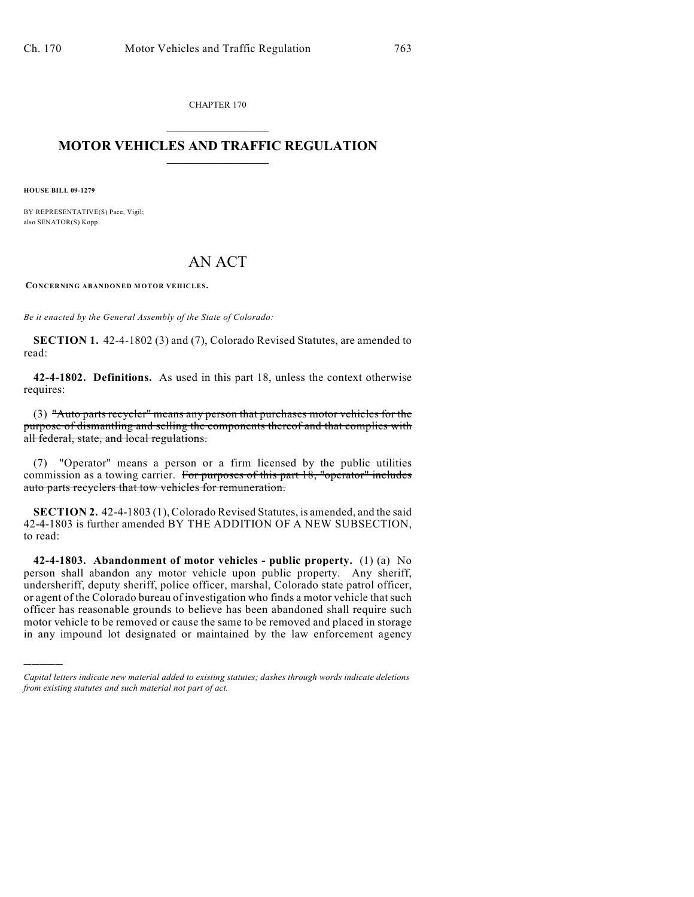CHAPTER 170

# MOTOR VEHICLES AND TRAFFIC REGULATION

**HOUSE BILL 09-1279**

BY REPRESENTATIVE(S) Pace, Vigil;
also SENATOR(S) Kopp.

# AN ACT

**CONCERNING ABANDONED MOTOR VEHICLES.**

*Be it enacted by the General Assembly of the State of Colorado:*

**SECTION 1.** 42-4-1802 (3) and (7), Colorado Revised Statutes, are amended to read:

**42-4-1802. Definitions.** As used in this part 18, unless the context otherwise requires:

(3) ~~"Auto parts recycler" means any person that purchases motor vehicles for the purpose of dismantling and selling the components thereof and that complies with all federal, state, and local regulations.~~

(7) "Operator" means a person or a firm licensed by the public utilities commission as a towing carrier. ~~For purposes of this part 18, "operator" includes auto parts recyclers that tow vehicles for remuneration.~~

**SECTION 2.** 42-4-1803 (1), Colorado Revised Statutes, is amended, and the said 42-4-1803 is further amended BY THE ADDITION OF A NEW SUBSECTION, to read:

**42-4-1803. Abandonment of motor vehicles - public property.** (1) (a) No person shall abandon any motor vehicle upon public property. Any sheriff, undersheriff, deputy sheriff, police officer, marshal, Colorado state patrol officer, or agent of the Colorado bureau of investigation who finds a motor vehicle that such officer has reasonable grounds to believe has been abandoned shall require such motor vehicle to be removed or cause the same to be removed and placed in storage in any impound lot designated or maintained by the law enforcement agency

---

*Capital letters indicate new material added to existing statutes; dashes through words indicate deletions from existing statutes and such material not part of act.*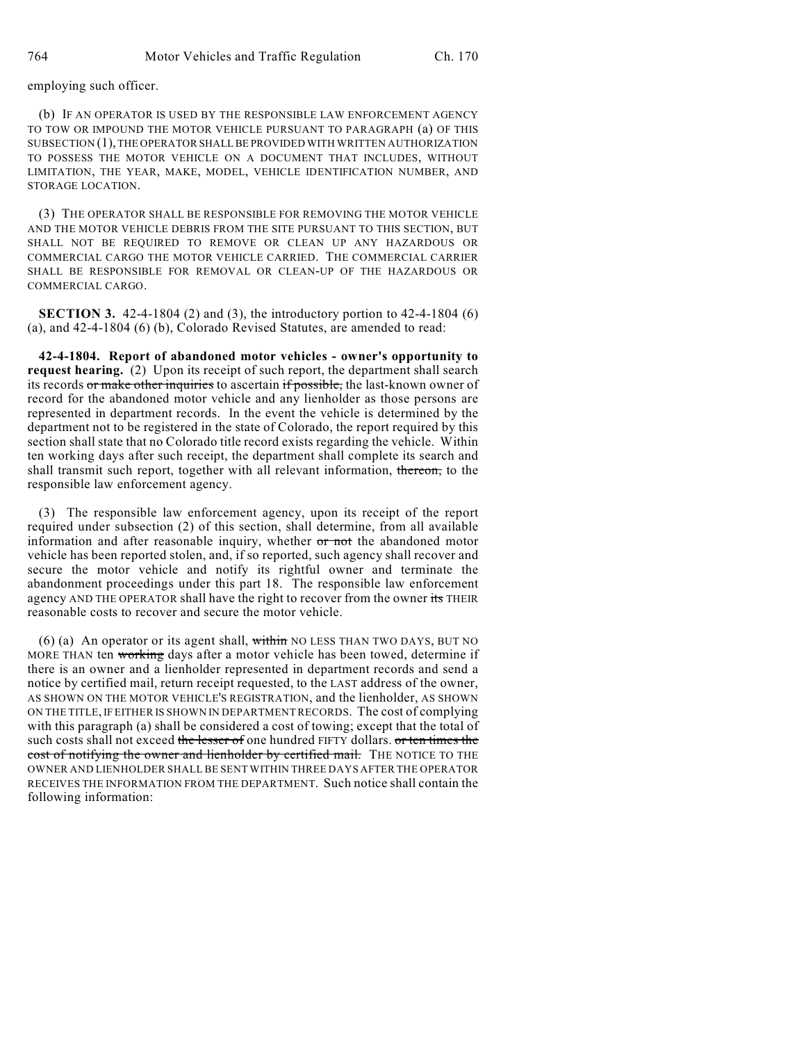employing such officer.

(b) IF AN OPERATOR IS USED BY THE RESPONSIBLE LAW ENFORCEMENT AGENCY TO TOW OR IMPOUND THE MOTOR VEHICLE PURSUANT TO PARAGRAPH (a) OF THIS SUBSECTION (1), THE OPERATOR SHALL BE PROVIDED WITH WRITTEN AUTHORIZATION TO POSSESS THE MOTOR VEHICLE ON A DOCUMENT THAT INCLUDES, WITHOUT LIMITATION, THE YEAR, MAKE, MODEL, VEHICLE IDENTIFICATION NUMBER, AND STORAGE LOCATION.

(3) THE OPERATOR SHALL BE RESPONSIBLE FOR REMOVING THE MOTOR VEHICLE AND THE MOTOR VEHICLE DEBRIS FROM THE SITE PURSUANT TO THIS SECTION, BUT SHALL NOT BE REQUIRED TO REMOVE OR CLEAN UP ANY HAZARDOUS OR COMMERCIAL CARGO THE MOTOR VEHICLE CARRIED. THE COMMERCIAL CARRIER SHALL BE RESPONSIBLE FOR REMOVAL OR CLEAN-UP OF THE HAZARDOUS OR COMMERCIAL CARGO.

**SECTION 3.** 42-4-1804 (2) and (3), the introductory portion to 42-4-1804 (6) (a), and 42-4-1804 (6) (b), Colorado Revised Statutes, are amended to read:

**42-4-1804. Report of abandoned motor vehicles - owner's opportunity to request hearing.** (2) Upon its receipt of such report, the department shall search its records ~~or make other inquiries~~ to ascertain ~~if possible,~~ the last-known owner of record for the abandoned motor vehicle and any lienholder as those persons are represented in department records. In the event the vehicle is determined by the department not to be registered in the state of Colorado, the report required by this section shall state that no Colorado title record exists regarding the vehicle. Within ten working days after such receipt, the department shall complete its search and shall transmit such report, together with all relevant information, ~~thereon,~~ to the responsible law enforcement agency.

(3) The responsible law enforcement agency, upon its receipt of the report required under subsection (2) of this section, shall determine, from all available information and after reasonable inquiry, whether ~~or not~~ the abandoned motor vehicle has been reported stolen, and, if so reported, such agency shall recover and secure the motor vehicle and notify its rightful owner and terminate the abandonment proceedings under this part 18. The responsible law enforcement agency AND THE OPERATOR shall have the right to recover from the owner ~~its~~ THEIR reasonable costs to recover and secure the motor vehicle.

(6) (a) An operator or its agent shall, ~~within~~ NO LESS THAN TWO DAYS, BUT NO MORE THAN ten ~~working~~ days after a motor vehicle has been towed, determine if there is an owner and a lienholder represented in department records and send a notice by certified mail, return receipt requested, to the LAST address of the owner, AS SHOWN ON THE MOTOR VEHICLE'S REGISTRATION, and the lienholder, AS SHOWN ON THE TITLE, IF EITHER IS SHOWN IN DEPARTMENT RECORDS. The cost of complying with this paragraph (a) shall be considered a cost of towing; except that the total of such costs shall not exceed ~~the lesser of~~ one hundred FIFTY dollars. ~~or ten times the cost of notifying the owner and lienholder by certified mail.~~ THE NOTICE TO THE OWNER AND LIENHOLDER SHALL BE SENT WITHIN THREE DAYS AFTER THE OPERATOR RECEIVES THE INFORMATION FROM THE DEPARTMENT. Such notice shall contain the following information: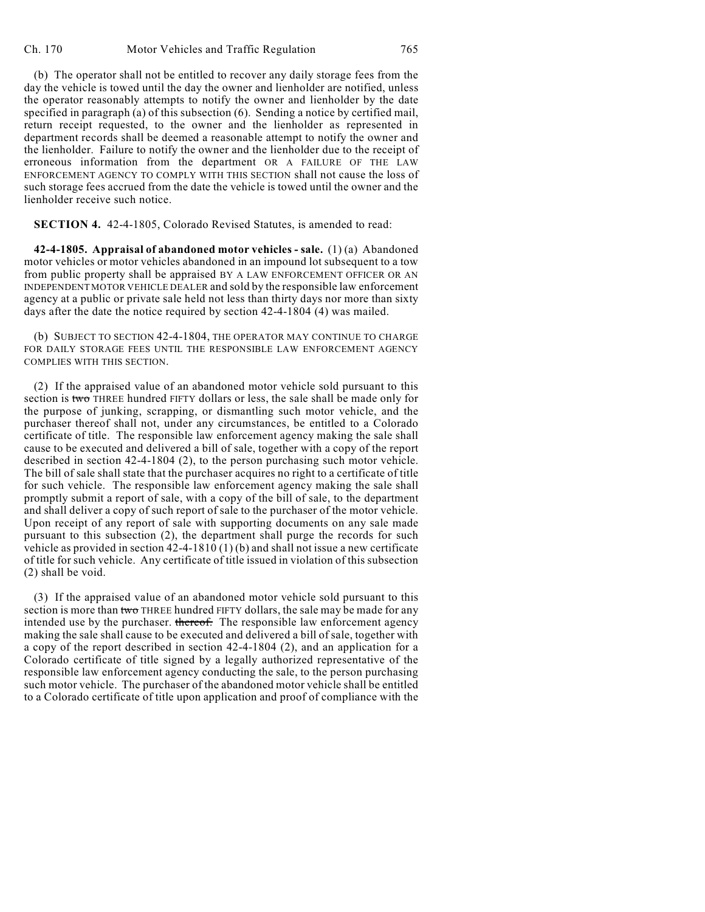(b) The operator shall not be entitled to recover any daily storage fees from the day the vehicle is towed until the day the owner and lienholder are notified, unless the operator reasonably attempts to notify the owner and lienholder by the date specified in paragraph (a) of this subsection (6). Sending a notice by certified mail, return receipt requested, to the owner and the lienholder as represented in department records shall be deemed a reasonable attempt to notify the owner and the lienholder. Failure to notify the owner and the lienholder due to the receipt of erroneous information from the department OR A FAILURE OF THE LAW ENFORCEMENT AGENCY TO COMPLY WITH THIS SECTION shall not cause the loss of such storage fees accrued from the date the vehicle is towed until the owner and the lienholder receive such notice.

**SECTION 4.** 42-4-1805, Colorado Revised Statutes, is amended to read:

**42-4-1805. Appraisal of abandoned motor vehicles - sale.** (1) (a) Abandoned motor vehicles or motor vehicles abandoned in an impound lot subsequent to a tow from public property shall be appraised BY A LAW ENFORCEMENT OFFICER OR AN INDEPENDENT MOTOR VEHICLE DEALER and sold by the responsible law enforcement agency at a public or private sale held not less than thirty days nor more than sixty days after the date the notice required by section 42-4-1804 (4) was mailed.

(b) SUBJECT TO SECTION 42-4-1804, THE OPERATOR MAY CONTINUE TO CHARGE FOR DAILY STORAGE FEES UNTIL THE RESPONSIBLE LAW ENFORCEMENT AGENCY COMPLIES WITH THIS SECTION.

(2) If the appraised value of an abandoned motor vehicle sold pursuant to this section is ~~two~~ THREE hundred FIFTY dollars or less, the sale shall be made only for the purpose of junking, scrapping, or dismantling such motor vehicle, and the purchaser thereof shall not, under any circumstances, be entitled to a Colorado certificate of title. The responsible law enforcement agency making the sale shall cause to be executed and delivered a bill of sale, together with a copy of the report described in section 42-4-1804 (2), to the person purchasing such motor vehicle. The bill of sale shall state that the purchaser acquires no right to a certificate of title for such vehicle. The responsible law enforcement agency making the sale shall promptly submit a report of sale, with a copy of the bill of sale, to the department and shall deliver a copy of such report of sale to the purchaser of the motor vehicle. Upon receipt of any report of sale with supporting documents on any sale made pursuant to this subsection (2), the department shall purge the records for such vehicle as provided in section 42-4-1810 (1) (b) and shall not issue a new certificate of title for such vehicle. Any certificate of title issued in violation of this subsection (2) shall be void.

(3) If the appraised value of an abandoned motor vehicle sold pursuant to this section is more than ~~two~~ THREE hundred FIFTY dollars, the sale may be made for any intended use by the purchaser. ~~thereof.~~ The responsible law enforcement agency making the sale shall cause to be executed and delivered a bill of sale, together with a copy of the report described in section 42-4-1804 (2), and an application for a Colorado certificate of title signed by a legally authorized representative of the responsible law enforcement agency conducting the sale, to the person purchasing such motor vehicle. The purchaser of the abandoned motor vehicle shall be entitled to a Colorado certificate of title upon application and proof of compliance with the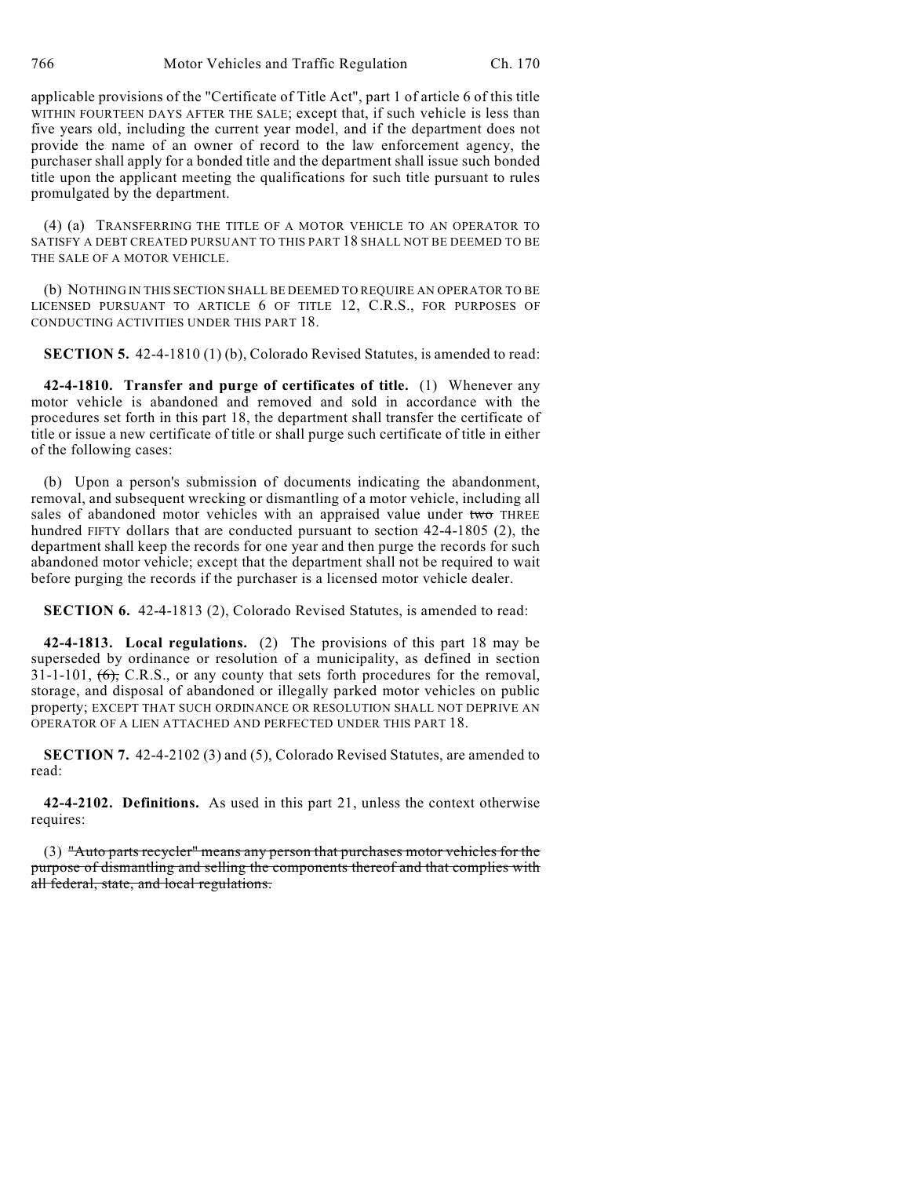applicable provisions of the "Certificate of Title Act", part 1 of article 6 of this title WITHIN FOURTEEN DAYS AFTER THE SALE; except that, if such vehicle is less than five years old, including the current year model, and if the department does not provide the name of an owner of record to the law enforcement agency, the purchaser shall apply for a bonded title and the department shall issue such bonded title upon the applicant meeting the qualifications for such title pursuant to rules promulgated by the department.

(4) (a) TRANSFERRING THE TITLE OF A MOTOR VEHICLE TO AN OPERATOR TO SATISFY A DEBT CREATED PURSUANT TO THIS PART 18 SHALL NOT BE DEEMED TO BE THE SALE OF A MOTOR VEHICLE.

(b) NOTHING IN THIS SECTION SHALL BE DEEMED TO REQUIRE AN OPERATOR TO BE LICENSED PURSUANT TO ARTICLE 6 OF TITLE 12, C.R.S., FOR PURPOSES OF CONDUCTING ACTIVITIES UNDER THIS PART 18.

**SECTION 5.** 42-4-1810 (1) (b), Colorado Revised Statutes, is amended to read:

**42-4-1810. Transfer and purge of certificates of title.** (1) Whenever any motor vehicle is abandoned and removed and sold in accordance with the procedures set forth in this part 18, the department shall transfer the certificate of title or issue a new certificate of title or shall purge such certificate of title in either of the following cases:

(b) Upon a person's submission of documents indicating the abandonment, removal, and subsequent wrecking or dismantling of a motor vehicle, including all sales of abandoned motor vehicles with an appraised value under ~~two~~ THREE hundred FIFTY dollars that are conducted pursuant to section 42-4-1805 (2), the department shall keep the records for one year and then purge the records for such abandoned motor vehicle; except that the department shall not be required to wait before purging the records if the purchaser is a licensed motor vehicle dealer.

**SECTION 6.** 42-4-1813 (2), Colorado Revised Statutes, is amended to read:

**42-4-1813. Local regulations.** (2) The provisions of this part 18 may be superseded by ordinance or resolution of a municipality, as defined in section 31-1-101, ~~(6),~~ C.R.S., or any county that sets forth procedures for the removal, storage, and disposal of abandoned or illegally parked motor vehicles on public property; EXCEPT THAT SUCH ORDINANCE OR RESOLUTION SHALL NOT DEPRIVE AN OPERATOR OF A LIEN ATTACHED AND PERFECTED UNDER THIS PART 18.

**SECTION 7.** 42-4-2102 (3) and (5), Colorado Revised Statutes, are amended to read:

**42-4-2102. Definitions.** As used in this part 21, unless the context otherwise requires:

(3) ~~"Auto parts recycler" means any person that purchases motor vehicles for the purpose of dismantling and selling the components thereof and that complies with all federal, state, and local regulations.~~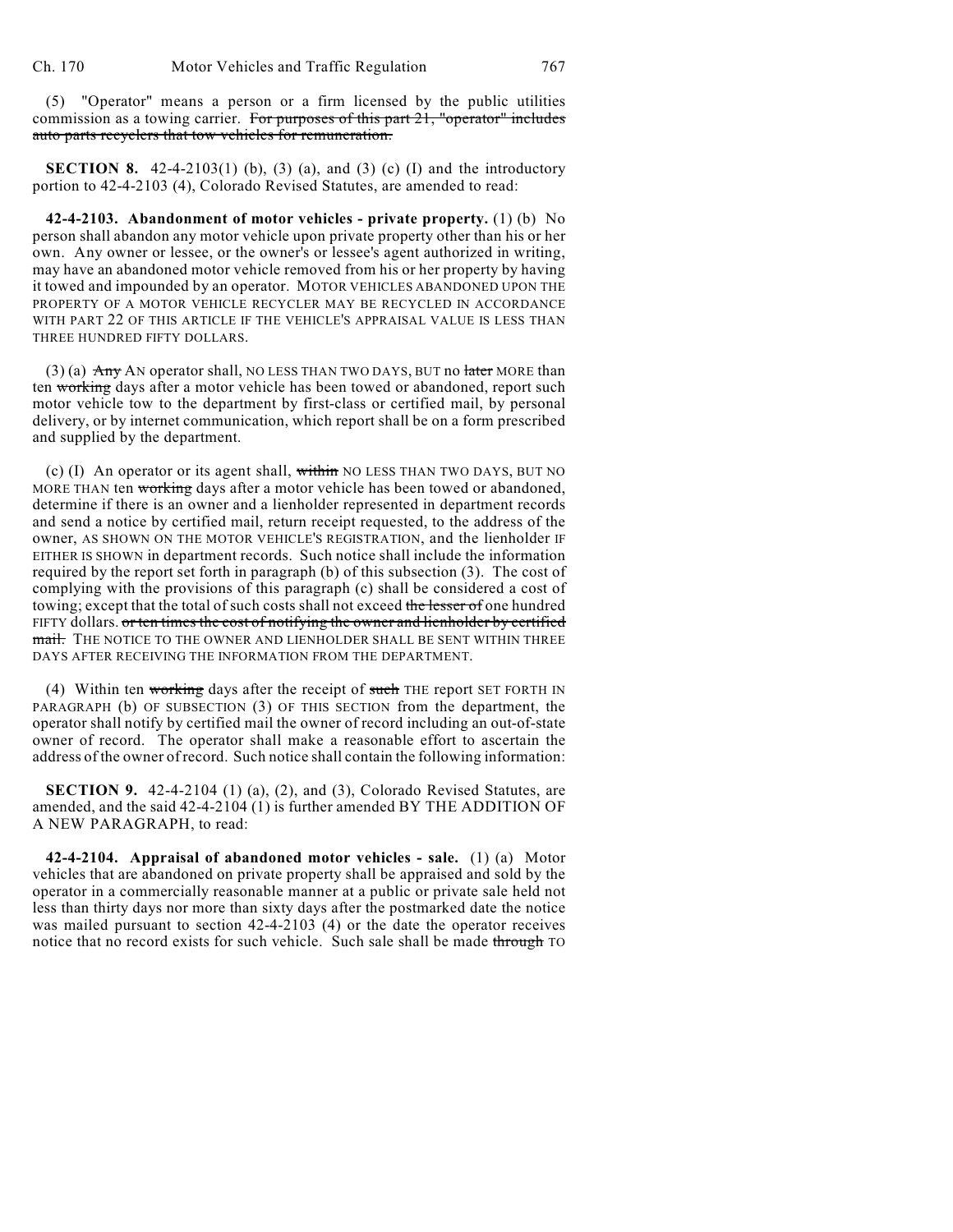(5) "Operator" means a person or a firm licensed by the public utilities commission as a towing carrier. ~~For purposes of this part 21, "operator" includes auto parts recyclers that tow vehicles for remuneration.~~

**SECTION 8.** 42-4-2103(1) (b), (3) (a), and (3) (c) (I) and the introductory portion to 42-4-2103 (4), Colorado Revised Statutes, are amended to read:

**42-4-2103. Abandonment of motor vehicles - private property.** (1) (b) No person shall abandon any motor vehicle upon private property other than his or her own. Any owner or lessee, or the owner's or lessee's agent authorized in writing, may have an abandoned motor vehicle removed from his or her property by having it towed and impounded by an operator. MOTOR VEHICLES ABANDONED UPON THE PROPERTY OF A MOTOR VEHICLE RECYCLER MAY BE RECYCLED IN ACCORDANCE WITH PART 22 OF THIS ARTICLE IF THE VEHICLE'S APPRAISAL VALUE IS LESS THAN THREE HUNDRED FIFTY DOLLARS.

(3) (a) ~~Any~~ AN operator shall, NO LESS THAN TWO DAYS, BUT no ~~later~~ MORE than ten ~~working~~ days after a motor vehicle has been towed or abandoned, report such motor vehicle tow to the department by first-class or certified mail, by personal delivery, or by internet communication, which report shall be on a form prescribed and supplied by the department.

(c) (I) An operator or its agent shall, ~~within~~ NO LESS THAN TWO DAYS, BUT NO MORE THAN ten ~~working~~ days after a motor vehicle has been towed or abandoned, determine if there is an owner and a lienholder represented in department records and send a notice by certified mail, return receipt requested, to the address of the owner, AS SHOWN ON THE MOTOR VEHICLE'S REGISTRATION, and the lienholder IF EITHER IS SHOWN in department records. Such notice shall include the information required by the report set forth in paragraph (b) of this subsection (3). The cost of complying with the provisions of this paragraph (c) shall be considered a cost of towing; except that the total of such costs shall not exceed ~~the lesser of~~ one hundred FIFTY dollars. ~~or ten times the cost of notifying the owner and lienholder by certified mail.~~ THE NOTICE TO THE OWNER AND LIENHOLDER SHALL BE SENT WITHIN THREE DAYS AFTER RECEIVING THE INFORMATION FROM THE DEPARTMENT.

(4) Within ten ~~working~~ days after the receipt of ~~such~~ THE report SET FORTH IN PARAGRAPH (b) OF SUBSECTION (3) OF THIS SECTION from the department, the operator shall notify by certified mail the owner of record including an out-of-state owner of record. The operator shall make a reasonable effort to ascertain the address of the owner of record. Such notice shall contain the following information:

**SECTION 9.** 42-4-2104 (1) (a), (2), and (3), Colorado Revised Statutes, are amended, and the said 42-4-2104 (1) is further amended BY THE ADDITION OF A NEW PARAGRAPH, to read:

**42-4-2104. Appraisal of abandoned motor vehicles - sale.** (1) (a) Motor vehicles that are abandoned on private property shall be appraised and sold by the operator in a commercially reasonable manner at a public or private sale held not less than thirty days nor more than sixty days after the postmarked date the notice was mailed pursuant to section 42-4-2103 (4) or the date the operator receives notice that no record exists for such vehicle. Such sale shall be made ~~through~~ TO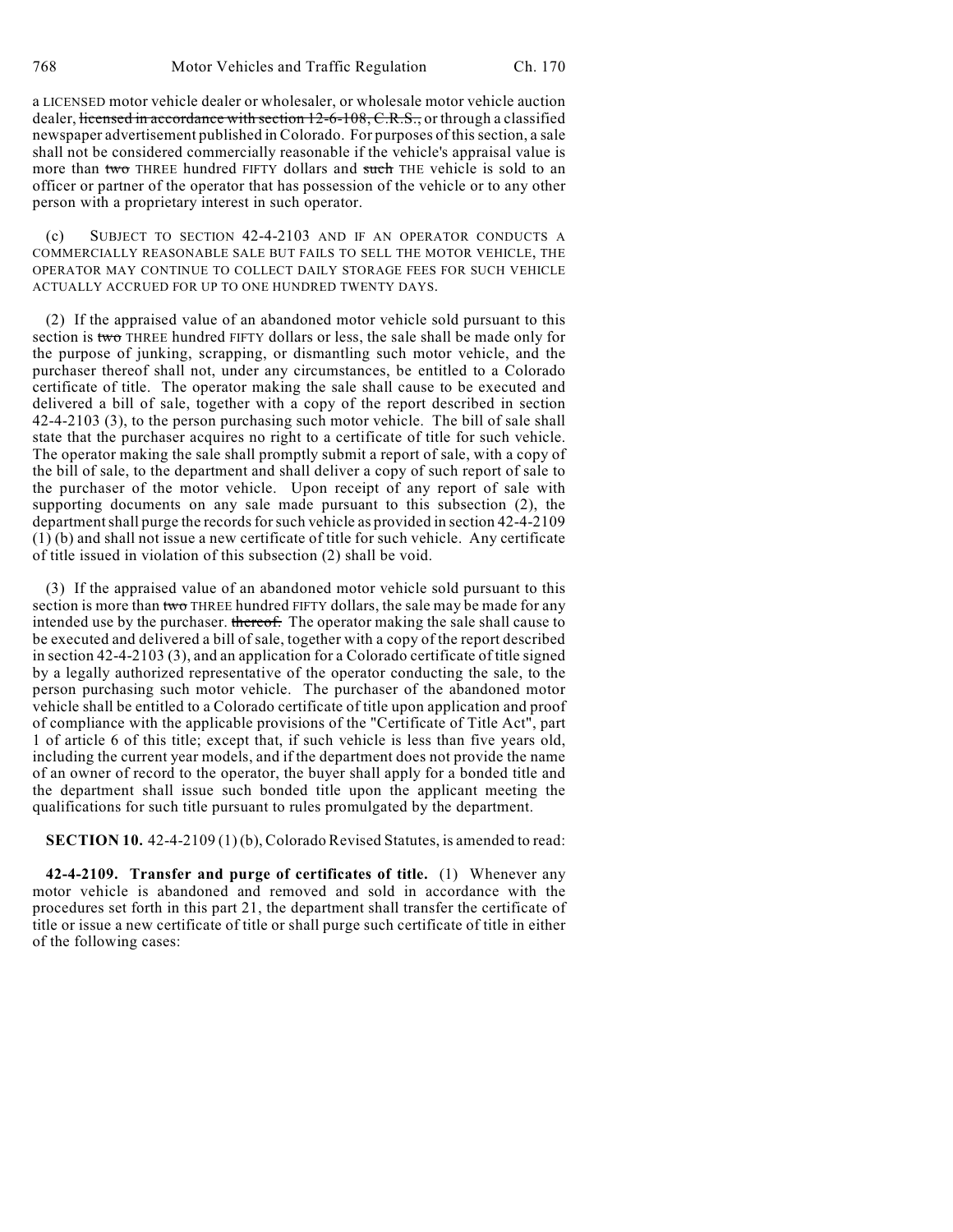a LICENSED motor vehicle dealer or wholesaler, or wholesale motor vehicle auction dealer, ~~licensed in accordance with section 12-6-108, C.R.S.,~~ or through a classified newspaper advertisement published in Colorado. For purposes of this section, a sale shall not be considered commercially reasonable if the vehicle's appraisal value is more than ~~two~~ THREE hundred FIFTY dollars and ~~such~~ THE vehicle is sold to an officer or partner of the operator that has possession of the vehicle or to any other person with a proprietary interest in such operator.

(c) SUBJECT TO SECTION 42-4-2103 AND IF AN OPERATOR CONDUCTS A COMMERCIALLY REASONABLE SALE BUT FAILS TO SELL THE MOTOR VEHICLE, THE OPERATOR MAY CONTINUE TO COLLECT DAILY STORAGE FEES FOR SUCH VEHICLE ACTUALLY ACCRUED FOR UP TO ONE HUNDRED TWENTY DAYS.

(2) If the appraised value of an abandoned motor vehicle sold pursuant to this section is ~~two~~ THREE hundred FIFTY dollars or less, the sale shall be made only for the purpose of junking, scrapping, or dismantling such motor vehicle, and the purchaser thereof shall not, under any circumstances, be entitled to a Colorado certificate of title. The operator making the sale shall cause to be executed and delivered a bill of sale, together with a copy of the report described in section 42-4-2103 (3), to the person purchasing such motor vehicle. The bill of sale shall state that the purchaser acquires no right to a certificate of title for such vehicle. The operator making the sale shall promptly submit a report of sale, with a copy of the bill of sale, to the department and shall deliver a copy of such report of sale to the purchaser of the motor vehicle. Upon receipt of any report of sale with supporting documents on any sale made pursuant to this subsection (2), the department shall purge the records for such vehicle as provided in section 42-4-2109 (1) (b) and shall not issue a new certificate of title for such vehicle. Any certificate of title issued in violation of this subsection (2) shall be void.

(3) If the appraised value of an abandoned motor vehicle sold pursuant to this section is more than ~~two~~ THREE hundred FIFTY dollars, the sale may be made for any intended use by the purchaser. ~~thereof.~~ The operator making the sale shall cause to be executed and delivered a bill of sale, together with a copy of the report described in section 42-4-2103 (3), and an application for a Colorado certificate of title signed by a legally authorized representative of the operator conducting the sale, to the person purchasing such motor vehicle. The purchaser of the abandoned motor vehicle shall be entitled to a Colorado certificate of title upon application and proof of compliance with the applicable provisions of the "Certificate of Title Act", part 1 of article 6 of this title; except that, if such vehicle is less than five years old, including the current year models, and if the department does not provide the name of an owner of record to the operator, the buyer shall apply for a bonded title and the department shall issue such bonded title upon the applicant meeting the qualifications for such title pursuant to rules promulgated by the department.

**SECTION 10.** 42-4-2109 (1) (b), Colorado Revised Statutes, is amended to read:

**42-4-2109. Transfer and purge of certificates of title.** (1) Whenever any motor vehicle is abandoned and removed and sold in accordance with the procedures set forth in this part 21, the department shall transfer the certificate of title or issue a new certificate of title or shall purge such certificate of title in either of the following cases: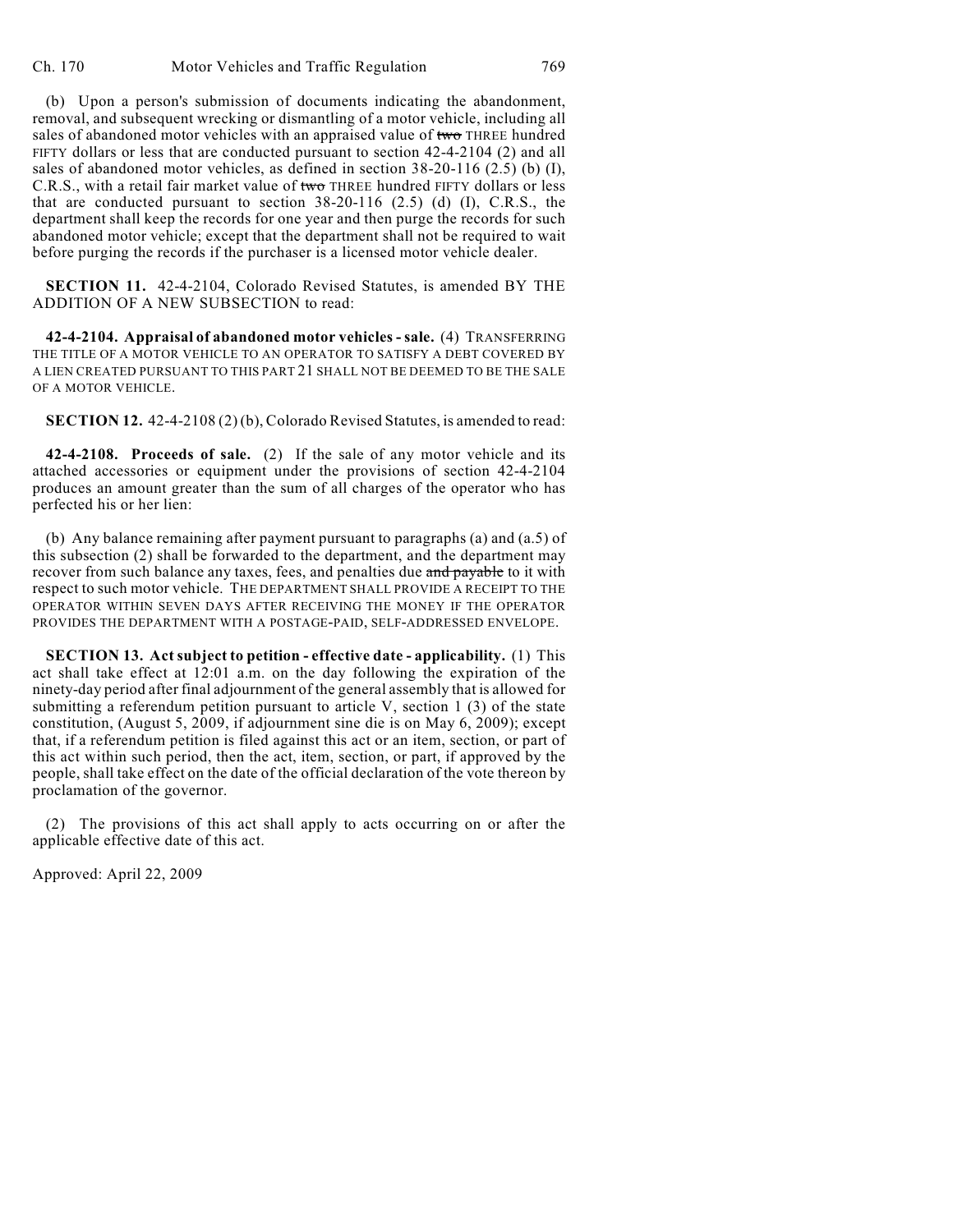(b) Upon a person's submission of documents indicating the abandonment, removal, and subsequent wrecking or dismantling of a motor vehicle, including all sales of abandoned motor vehicles with an appraised value of ~~two~~ THREE hundred FIFTY dollars or less that are conducted pursuant to section 42-4-2104 (2) and all sales of abandoned motor vehicles, as defined in section 38-20-116 (2.5) (b) (I), C.R.S., with a retail fair market value of ~~two~~ THREE hundred FIFTY dollars or less that are conducted pursuant to section 38-20-116 (2.5) (d) (I), C.R.S., the department shall keep the records for one year and then purge the records for such abandoned motor vehicle; except that the department shall not be required to wait before purging the records if the purchaser is a licensed motor vehicle dealer.

**SECTION 11.** 42-4-2104, Colorado Revised Statutes, is amended BY THE ADDITION OF A NEW SUBSECTION to read:

**42-4-2104. Appraisal of abandoned motor vehicles - sale.** (4) TRANSFERRING THE TITLE OF A MOTOR VEHICLE TO AN OPERATOR TO SATISFY A DEBT COVERED BY A LIEN CREATED PURSUANT TO THIS PART 21 SHALL NOT BE DEEMED TO BE THE SALE OF A MOTOR VEHICLE.

**SECTION 12.** 42-4-2108 (2) (b), Colorado Revised Statutes, is amended to read:

**42-4-2108. Proceeds of sale.** (2) If the sale of any motor vehicle and its attached accessories or equipment under the provisions of section 42-4-2104 produces an amount greater than the sum of all charges of the operator who has perfected his or her lien:

(b) Any balance remaining after payment pursuant to paragraphs (a) and (a.5) of this subsection (2) shall be forwarded to the department, and the department may recover from such balance any taxes, fees, and penalties due ~~and payable~~ to it with respect to such motor vehicle. THE DEPARTMENT SHALL PROVIDE A RECEIPT TO THE OPERATOR WITHIN SEVEN DAYS AFTER RECEIVING THE MONEY IF THE OPERATOR PROVIDES THE DEPARTMENT WITH A POSTAGE-PAID, SELF-ADDRESSED ENVELOPE.

**SECTION 13. Act subject to petition - effective date - applicability.** (1) This act shall take effect at 12:01 a.m. on the day following the expiration of the ninety-day period after final adjournment of the general assembly that is allowed for submitting a referendum petition pursuant to article V, section 1 (3) of the state constitution, (August 5, 2009, if adjournment sine die is on May 6, 2009); except that, if a referendum petition is filed against this act or an item, section, or part of this act within such period, then the act, item, section, or part, if approved by the people, shall take effect on the date of the official declaration of the vote thereon by proclamation of the governor.

(2) The provisions of this act shall apply to acts occurring on or after the applicable effective date of this act.

Approved: April 22, 2009